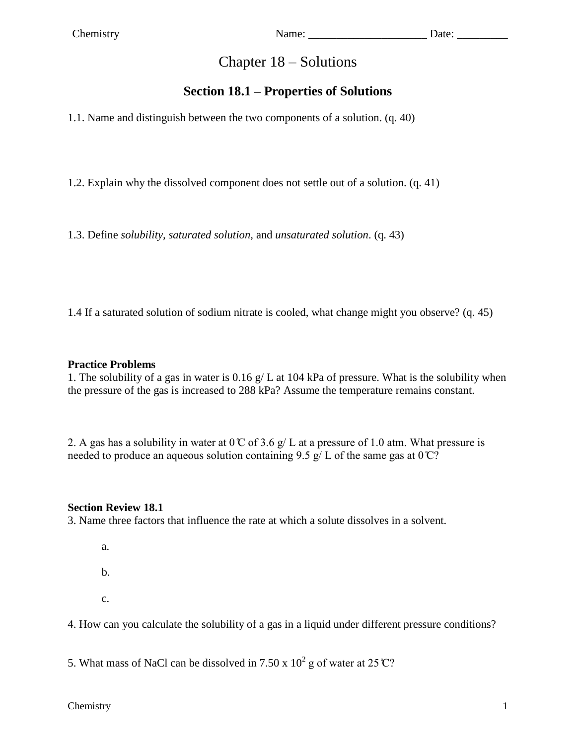Chemistry Name: ____________________ Date: _________

# Chapter 18 – Solutions

## Section 18.1 – Properties of Solutions

1.1. Name and distinguish between the two components of a solution. (q. 40)

1.2. Explain why the dissolved component does not settle out of a solution. (q. 41)

1.3. Define *solubility, saturated solution,* and *unsaturated solution*. (q. 43)

1.4 If a saturated solution of sodium nitrate is cooled, what change might you observe? (q. 45)

**Practice Problems**

1. The solubility of a gas in water is 0.16 g/ L at 104 kPa of pressure. What is the solubility when the pressure of the gas is increased to 288 kPa? Assume the temperature remains constant.

2. A gas has a solubility in water at 0℃ of 3.6 g/ L at a pressure of 1.0 atm. What pressure is needed to produce an aqueous solution containing 9.5 g/ L of the same gas at 0℃?

**Section Review 18.1**

3. Name three factors that influence the rate at which a solute dissolves in a solvent.

   a.

   b.

   c.

4. How can you calculate the solubility of a gas in a liquid under different pressure conditions?

5. What mass of NaCl can be dissolved in $7.50 \times 10^2$ g of water at 25℃?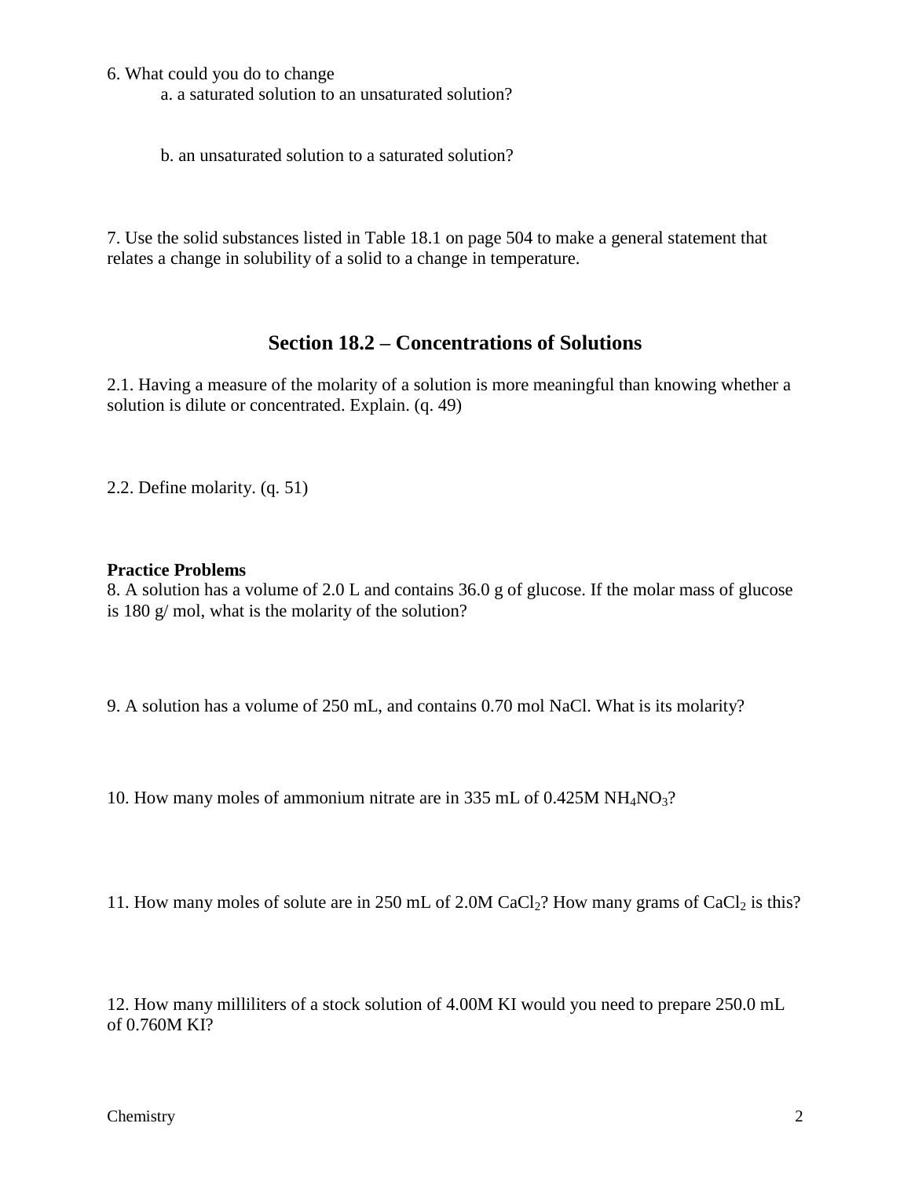6. What could you do to change

    a. a saturated solution to an unsaturated solution?

    b. an unsaturated solution to a saturated solution?

7. Use the solid substances listed in Table 18.1 on page 504 to make a general statement that relates a change in solubility of a solid to a change in temperature.

## Section 18.2 – Concentrations of Solutions

2.1. Having a measure of the molarity of a solution is more meaningful than knowing whether a solution is dilute or concentrated. Explain. (q. 49)

2.2. Define molarity. (q. 51)

**Practice Problems**

8. A solution has a volume of 2.0 L and contains 36.0 g of glucose. If the molar mass of glucose is 180 g/ mol, what is the molarity of the solution?

9. A solution has a volume of 250 mL, and contains 0.70 mol NaCl. What is its molarity?

10. How many moles of ammonium nitrate are in 335 mL of 0.425M $NH_4NO_3$?

11. How many moles of solute are in 250 mL of 2.0M $CaCl_2$? How many grams of $CaCl_2$ is this?

12. How many milliliters of a stock solution of 4.00M KI would you need to prepare 250.0 mL of 0.760M KI?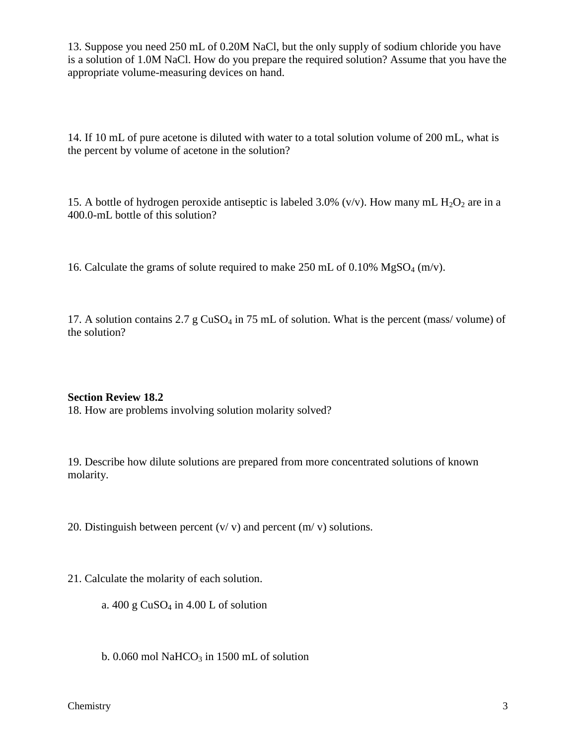13. Suppose you need 250 mL of 0.20M NaCl, but the only supply of sodium chloride you have is a solution of 1.0M NaCl. How do you prepare the required solution? Assume that you have the appropriate volume-measuring devices on hand.

14. If 10 mL of pure acetone is diluted with water to a total solution volume of 200 mL, what is the percent by volume of acetone in the solution?

15. A bottle of hydrogen peroxide antiseptic is labeled 3.0% (v/v). How many mL $H_2O_2$ are in a 400.0-mL bottle of this solution?

16. Calculate the grams of solute required to make 250 mL of 0.10% $MgSO_4$ (m/v).

17. A solution contains 2.7 g $CuSO_4$ in 75 mL of solution. What is the percent (mass/ volume) of the solution?

**Section Review 18.2**

18. How are problems involving solution molarity solved?

19. Describe how dilute solutions are prepared from more concentrated solutions of known molarity.

20. Distinguish between percent (v/ v) and percent (m/ v) solutions.

21. Calculate the molarity of each solution.

a. 400 g $CuSO_4$ in 4.00 L of solution

b. 0.060 mol $NaHCO_3$ in 1500 mL of solution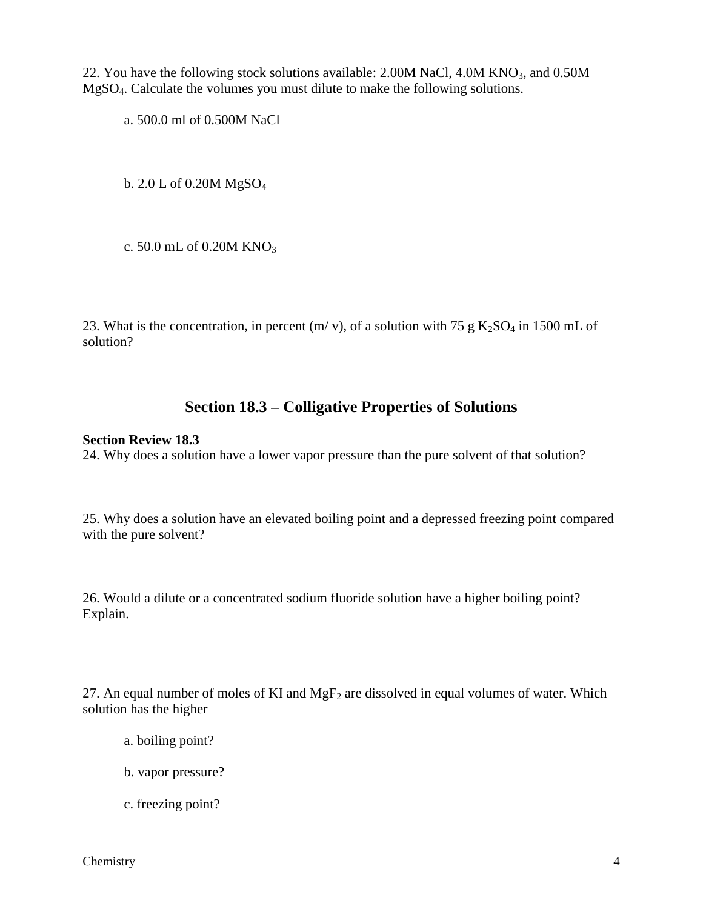22. You have the following stock solutions available: 2.00M NaCl, 4.0M $KNO_3$, and 0.50M $MgSO_4$. Calculate the volumes you must dilute to make the following solutions.

a. 500.0 ml of 0.500M NaCl

b. 2.0 L of 0.20M $MgSO_4$

c. 50.0 mL of 0.20M $KNO_3$

23. What is the concentration, in percent (m/ v), of a solution with 75 g $K_2SO_4$ in 1500 mL of solution?

## Section 18.3 – Colligative Properties of Solutions

**Section Review 18.3**

24. Why does a solution have a lower vapor pressure than the pure solvent of that solution?

25. Why does a solution have an elevated boiling point and a depressed freezing point compared with the pure solvent?

26. Would a dilute or a concentrated sodium fluoride solution have a higher boiling point? Explain.

27. An equal number of moles of KI and $MgF_2$ are dissolved in equal volumes of water. Which solution has the higher

a. boiling point?

b. vapor pressure?

c. freezing point?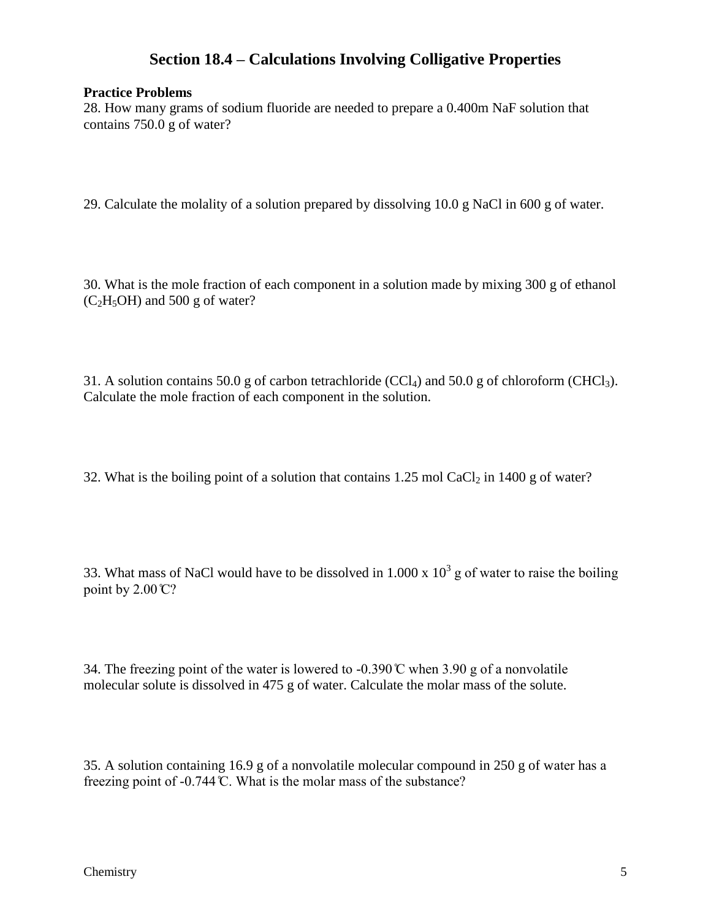## Section 18.4 – Calculations Involving Colligative Properties

**Practice Problems**

28. How many grams of sodium fluoride are needed to prepare a 0.400m NaF solution that contains 750.0 g of water?

29. Calculate the molality of a solution prepared by dissolving 10.0 g NaCl in 600 g of water.

30. What is the mole fraction of each component in a solution made by mixing 300 g of ethanol ($C_2H_5OH$) and 500 g of water?

31. A solution contains 50.0 g of carbon tetrachloride ($CCl_4$) and 50.0 g of chloroform ($CHCl_3$). Calculate the mole fraction of each component in the solution.

32. What is the boiling point of a solution that contains 1.25 mol $CaCl_2$ in 1400 g of water?

33. What mass of NaCl would have to be dissolved in $1.000 \times 10^3$ g of water to raise the boiling point by 2.00℃?

34. The freezing point of the water is lowered to -0.390℃ when 3.90 g of a nonvolatile molecular solute is dissolved in 475 g of water. Calculate the molar mass of the solute.

35. A solution containing 16.9 g of a nonvolatile molecular compound in 250 g of water has a freezing point of -0.744℃. What is the molar mass of the substance?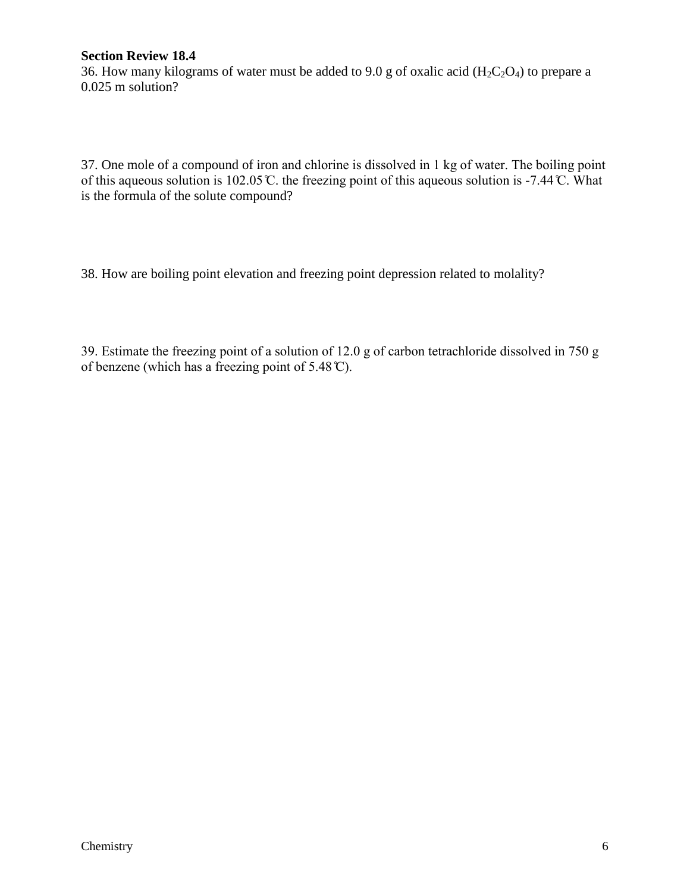**Section Review 18.4**

36. How many kilograms of water must be added to 9.0 g of oxalic acid ($H_2C_2O_4$) to prepare a 0.025 m solution?

37. One mole of a compound of iron and chlorine is dissolved in 1 kg of water. The boiling point of this aqueous solution is 102.05℃. the freezing point of this aqueous solution is -7.44℃. What is the formula of the solute compound?

38. How are boiling point elevation and freezing point depression related to molality?

39. Estimate the freezing point of a solution of 12.0 g of carbon tetrachloride dissolved in 750 g of benzene (which has a freezing point of 5.48℃).